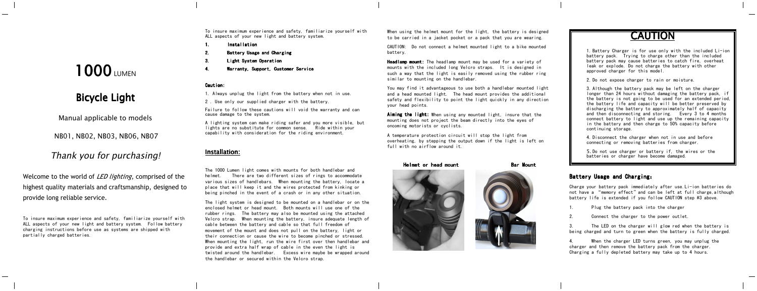# 1000 LUMEN

# Bicycle Light

Manual applicable to models

NB01, NB02, NB03, NB06, NB07

*Thank you for purchasing!*

Welcome to the world of *LED lighting*, comprised of the highest quality materials and craftsmanship, designed to provide long reliable service.

To insure maximum experience and safety, familiarize yourself with ALL aspects of your new light and battery system. Follow battery charging instructions before use as systems are shipped with partially charged batteries.

To insure maximum experience and safety, familiarize yourself with ALL aspects of your new light and battery system.

1. **Installation**
2. **Battery Usage and Charging**
3. **Light System Operation**
4. **Warranty, Support, Customer Service**

**Caution:**

1. Always unplug the light from the battery when not in use.
2. Use only our supplied charger with the battery.

Failure to follow these cautions will void the warranty and can cause damage to the system.

A lighting system can make riding safer and you more visible, but lights are no substitute for common sense. Ride within your capability with consideration for the riding environment.

## Installation:

The 1000 Lumen light comes with mounts for both handlebar and helmet. There are two different sizes of rings to accommodate various sizes of handlebars. When mounting the battery, locate a place that will keep it and the wires protected from kinking or being pinched in the event of a crash or in any other situation.

The light system is designed to be mounted on a handlebar or on the enclosed helmet or head mount. Both mounts will use one of the rubber rings. The battery may also be mounted using the attached Velcro strap. When mounting the battery, insure adequate length of cable between the battery and cable so that full freedom of movement of the mount and does not pull on the battery, light or their connection or cause the wire to become pinched or stressed. When mounting the light, run the wire first over then handlebar and provide and extra half wrap of cable in the even the light is twisted around the handlebar. Excess wire maybe be wrapped around the handlebar or secured within the Velcro strap.

When using the helmet mount for the light, the battery is designed to be carried in a jacket pocket or a pack that you are wearing.

CAUTION: Do not connect a helmet mounted light to a bike mounted battery.

**Headlamp mount:** The headlamp mount may be used for a variety of mounts with the included long Velcro straps. It is designed in such a way that the light is easily removed using the rubber ring similar to mounting on the handlebar.

You may find it advantageous to use both a handlebar mounted light and a head mounted light. The head mount provides the additional safety and flexibility to point the light quickly in any direction your head points.

**Aiming the light:** When using any mounted light, insure that the mounting does not project the beam directly into the eyes of oncoming motorists or cyclists.

A temperature protection circuit will stop the light from overheating, by stepping the output down if the light is left on full with no airflow around it.

**Helmet or head mount** **Bar Mount**

## CAUTION

1. Battery Charger is for use only with the included Li-ion battery pack. Trying to charge other than the included battery pack may cause batteries to catch fire, overheat leak or explode. Do not charge the battery with other approved charger for this model.

2. Do not expose charger to rain or moisture.

3. Although the battery pack may be left on the charger longer than 24 hours without damaging the battery pack, if the battery is not going to be used for an extended period, the battery life and capacity will be better preserved by discharging the battery to approximately half of capacity and then disconnecting and storing. Every 3 to 4 months connect battery to light and use up the remaining capacity in the battery and then charge to 50% capacity before continuing storage.

4. Disconnect the charger when not in use and before connecting or removing batteries from charger.

5. Do not use charger or battery if, the wires or the batteries or charger have become damaged.

### Battery Usage and Charging:

Charge your battery pack immediately after use. Li-ion batteries do not have a "memory effect" and can be left at full charge, although battery life is extended if you follow CAUTION step #3 above.

1. Plug the battery pack into the charger
2. Connect the charger to the power outlet.
3. The LED on the charger will glow red when the battery is being charged and turn to green when the battery is fully charged.
4. When the charger LED turns green, you may unplug the charger and then remove the battery pack from the charger. Charging a fully depleted battery may take up to 4 hours.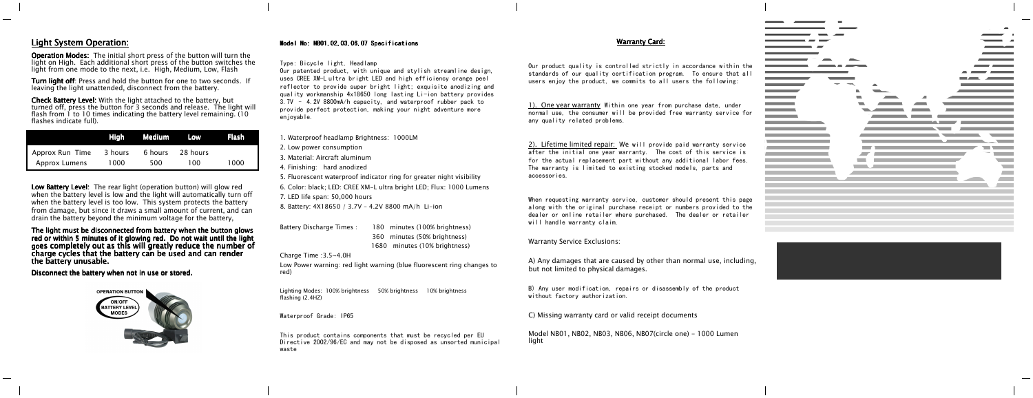## Light System Operation:

**Operation Modes:** The initial short press of the button will turn the light on High. Each additional short press of the button switches the light from one mode to the next, i.e. High, Medium, Low, Flash

**Turn light off**: Press and hold the button for one to two seconds. If leaving the light unattended, disconnect from the battery.

**Check Battery Level**: With the light attached to the battery, but turned off, press the button for 3 seconds and release. The light will flash from 1 to 10 times indicating the battery level remaining. (10 flashes indicate full).

| | High | Medium | Low | Flash |
|---|---|---|---|---|
| Approx Run Time | 3 hours | 6 hours | 28 hours | |
| Approx Lumens | 1000 | 500 | 100 | 1000 |

**Low Battery Level**: The rear light (operation button) will glow red when the battery level is low and the light will automatically turn off when the battery level is too low. This system protects the battery from damage, but since it draws a small amount of current, and can drain the battery beyond the minimum voltage for the battery,

**The light must be disconnected from battery when the button glows red or within 5 minutes of it glowing red. Do not wait until the light goes completely out as this will greatly reduce the number of charge cycles that the battery can be used and can render the battery unusable.**

**Disconnect the battery when not in use or stored.**

OPERATION BUTTON
ON/OFF
BATTERY LEVEL
MODES

### Model No: NB01,02,03,06,07 Specifications

Type: Bicycle light, Headlamp

Our patented product, with unique and stylish streamline design, uses CREE XM-L ultra bright LED and high efficiency orange peel reflector to provide super bright light; exquisite anodizing and quality workmanship 4x18650 long lasting Li-ion battery provides 3.7V - 4.2V 8800mA/h capacity, and waterproof rubber pack to provide perfect protection, making your night adventure more enjoyable.

1. Waterproof headlamp Brightness: 1000LM
2. Low power consumption
3. Material: Aircraft aluminum
4. Finishing: hard anodized
5. Fluorescent waterproof indicator ring for greater night visibility
6. Color: black; LED: CREE XM-L ultra bright LED; Flux: 1000 Lumens
7. LED life span: 50,000 hours
8. Battery: 4X18650 / 3.7V - 4.2V 8800 mA/h Li-ion

Battery Discharge Times : 180 minutes (100% brightness)
360 minutes (50% brightness)
1680 minutes (10% brightness)

Charge Time :3.5~4.0H

Low Power warning: red light warning (blue fluorescent ring changes to red)

Lighting Modes: 100% brightness 50% brightness 10% brightness flashing (2.4HZ)

Waterproof Grade: IP65

This product contains components that must be recycled per EU Directive 2002/96/EC and may not be disposed as unsorted municipal waste

## Warranty Card:

Our product quality is controlled strictly in accordance within the standards of our quality certification program. To ensure that all users enjoy the product, we commits to all users the following:

1). One year warranty Within one year from purchase date, under normal use, the consumer will be provided free warranty service for any quality related problems.

2). Lifetime limited repair: We will provide paid warranty service after the initial one year warranty. The cost of this service is for the actual replacement part without any additional labor fees. The warranty is limited to existing stocked models, parts and accessories.

When requesting warranty service, customer should present this page along with the original purchase receipt or numbers provided to the dealer or online retailer where purchased. The dealer or retailer will handle warranty claim.

Warranty Service Exclusions:

A) Any damages that are caused by other than normal use, including, but not limited to physical damages.

B) Any user modification, repairs or disassembly of the product without factory authorization.

C) Missing warranty card or valid receipt documents

Model NB01, NB02, NB03, NB06, NB07(circle one) - 1000 Lumen light